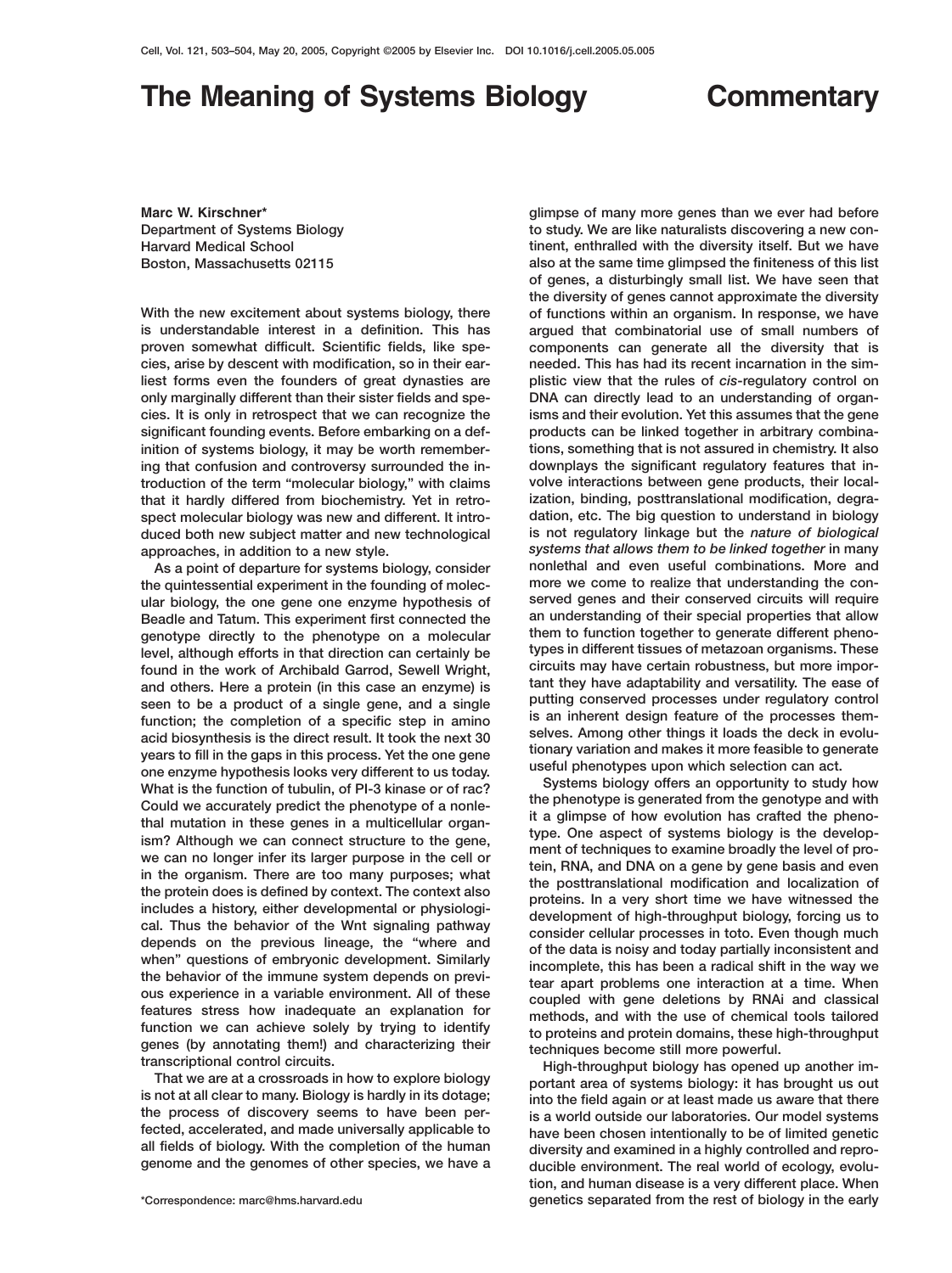# The Meaning of Systems Biology

**Commentary**

**Marc W. Kirschner***
Department of Systems Biology
Harvard Medical School
Boston, Massachusetts 02115

**With the new excitement about systems biology, there is understandable interest in a definition. This has proven somewhat difficult. Scientific fields, like species, arise by descent with modification, so in their earliest forms even the founders of great dynasties are only marginally different than their sister fields and species. It is only in retrospect that we can recognize the significant founding events. Before embarking on a definition of systems biology, it may be worth remembering that confusion and controversy surrounded the introduction of the term "molecular biology," with claims that it hardly differed from biochemistry. Yet in retrospect molecular biology was new and different. It introduced both new subject matter and new technological approaches, in addition to a new style.**

As a point of departure for systems biology, consider the quintessential experiment in the founding of molecular biology, the one gene one enzyme hypothesis of Beadle and Tatum. This experiment first connected the genotype directly to the phenotype on a molecular level, although efforts in that direction can certainly be found in the work of Archibald Garrod, Sewell Wright, and others. Here a protein (in this case an enzyme) is seen to be a product of a single gene, and a single function; the completion of a specific step in amino acid biosynthesis is the direct result. It took the next 30 years to fill in the gaps in this process. Yet the one gene one enzyme hypothesis looks very different to us today. What is the function of tubulin, of PI-3 kinase or of rac? Could we accurately predict the phenotype of a nonlethal mutation in these genes in a multicellular organism? Although we can connect structure to the gene, we can no longer infer its larger purpose in the cell or in the organism. There are too many purposes; what the protein does is defined by context. The context also includes a history, either developmental or physiological. Thus the behavior of the Wnt signaling pathway depends on the previous lineage, the "where and when" questions of embryonic development. Similarly the behavior of the immune system depends on previous experience in a variable environment. All of these features stress how inadequate an explanation for function we can achieve solely by trying to identify genes (by annotating them!) and characterizing their transcriptional control circuits.

That we are at a crossroads in how to explore biology is not at all clear to many. Biology is hardly in its dotage; the process of discovery seems to have been perfected, accelerated, and made universally applicable to all fields of biology. With the completion of the human genome and the genomes of other species, we have a glimpse of many more genes than we ever had before to study. We are like naturalists discovering a new continent, enthralled with the diversity itself. But we have also at the same time glimpsed the finiteness of this list of genes, a disturbingly small list. We have seen that the diversity of genes cannot approximate the diversity of functions within an organism. In response, we have argued that combinatorial use of small numbers of components can generate all the diversity that is needed. This has had its recent incarnation in the simplistic view that the rules of *cis*-regulatory control on DNA can directly lead to an understanding of organisms and their evolution. Yet this assumes that the gene products can be linked together in arbitrary combinations, something that is not assured in chemistry. It also downplays the significant regulatory features that involve interactions between gene products, their localization, binding, posttranslational modification, degradation, etc. The big question to understand in biology is not regulatory linkage but the *nature of biological systems that allows them to be linked together* in many nonlethal and even useful combinations. More and more we come to realize that understanding the conserved genes and their conserved circuits will require an understanding of their special properties that allow them to function together to generate different phenotypes in different tissues of metazoan organisms. These circuits may have certain robustness, but more important they have adaptability and versatility. The ease of putting conserved processes under regulatory control is an inherent design feature of the processes themselves. Among other things it loads the deck in evolutionary variation and makes it more feasible to generate useful phenotypes upon which selection can act.

Systems biology offers an opportunity to study how the phenotype is generated from the genotype and with it a glimpse of how evolution has crafted the phenotype. One aspect of systems biology is the development of techniques to examine broadly the level of protein, RNA, and DNA on a gene by gene basis and even the posttranslational modification and localization of proteins. In a very short time we have witnessed the development of high-throughput biology, forcing us to consider cellular processes in toto. Even though much of the data is noisy and today partially inconsistent and incomplete, this has been a radical shift in the way we tear apart problems one interaction at a time. When coupled with gene deletions by RNAi and classical methods, and with the use of chemical tools tailored to proteins and protein domains, these high-throughput techniques become still more powerful.

High-throughput biology has opened up another important area of systems biology: it has brought us out into the field again or at least made us aware that there is a world outside our laboratories. Our model systems have been chosen intentionally to be of limited genetic diversity and examined in a highly controlled and reproducible environment. The real world of ecology, evolution, and human disease is a very different place. When genetics separated from the rest of biology in the early

*Correspondence: marc@hms.harvard.edu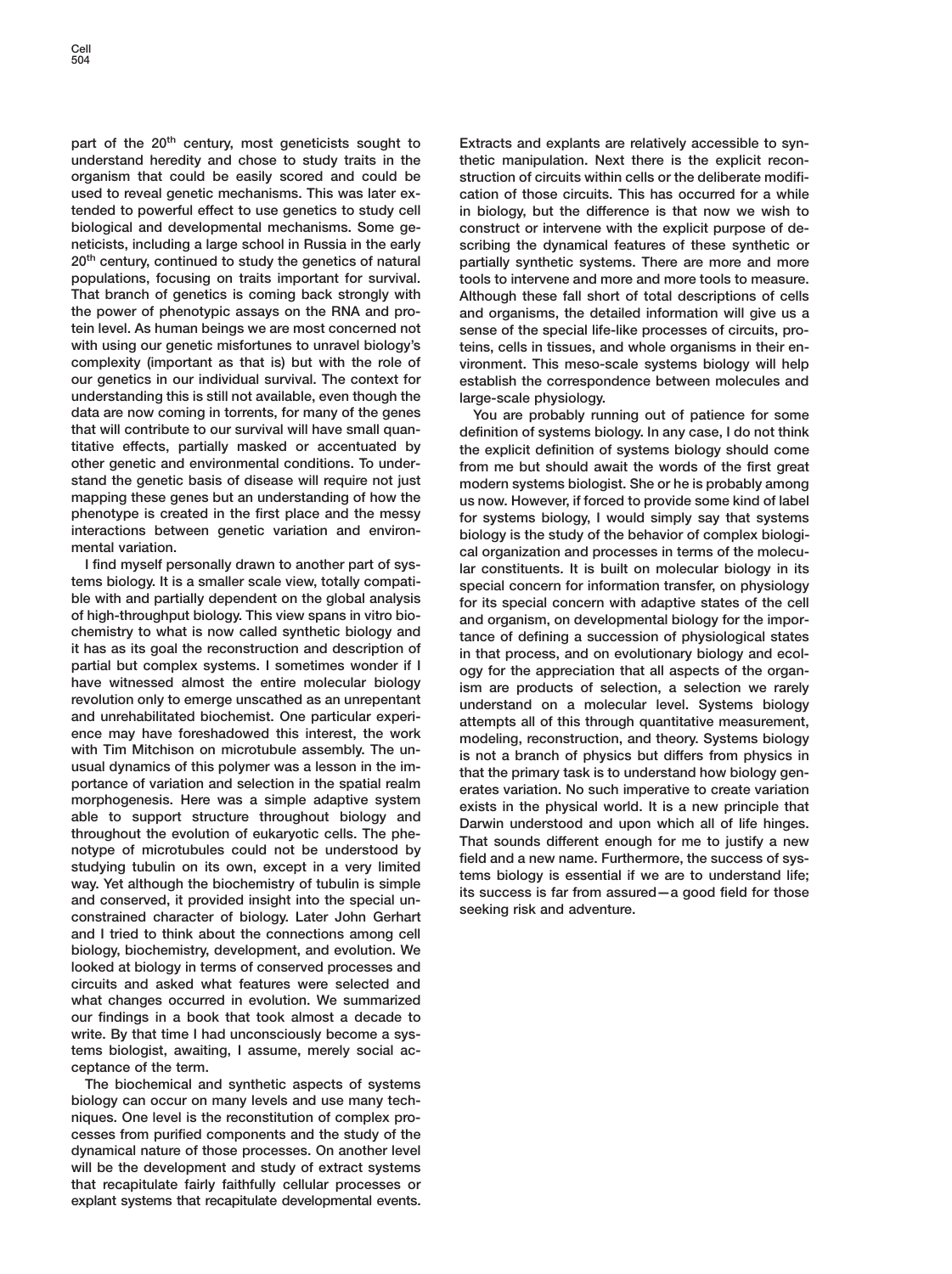part of the 20th century, most geneticists sought to understand heredity and chose to study traits in the organism that could be easily scored and could be used to reveal genetic mechanisms. This was later extended to powerful effect to use genetics to study cell biological and developmental mechanisms. Some geneticists, including a large school in Russia in the early 20th century, continued to study the genetics of natural populations, focusing on traits important for survival. That branch of genetics is coming back strongly with the power of phenotypic assays on the RNA and protein level. As human beings we are most concerned not with using our genetic misfortunes to unravel biology's complexity (important as that is) but with the role of our genetics in our individual survival. The context for understanding this is still not available, even though the data are now coming in torrents, for many of the genes that will contribute to our survival will have small quantitative effects, partially masked or accentuated by other genetic and environmental conditions. To understand the genetic basis of disease will require not just mapping these genes but an understanding of how the phenotype is created in the first place and the messy interactions between genetic variation and environmental variation.

I find myself personally drawn to another part of systems biology. It is a smaller scale view, totally compatible with and partially dependent on the global analysis of high-throughput biology. This view spans in vitro biochemistry to what is now called synthetic biology and it has as its goal the reconstruction and description of partial but complex systems. I sometimes wonder if I have witnessed almost the entire molecular biology revolution only to emerge unscathed as an unrepentant and unrehabilitated biochemist. One particular experience may have foreshadowed this interest, the work with Tim Mitchison on microtubule assembly. The unusual dynamics of this polymer was a lesson in the importance of variation and selection in the spatial realm morphogenesis. Here was a simple adaptive system able to support structure throughout biology and throughout the evolution of eukaryotic cells. The phenotype of microtubules could not be understood by studying tubulin on its own, except in a very limited way. Yet although the biochemistry of tubulin is simple and conserved, it provided insight into the special unconstrained character of biology. Later John Gerhart and I tried to think about the connections among cell biology, biochemistry, development, and evolution. We looked at biology in terms of conserved processes and circuits and asked what features were selected and what changes occurred in evolution. We summarized our findings in a book that took almost a decade to write. By that time I had unconsciously become a systems biologist, awaiting, I assume, merely social acceptance of the term.

The biochemical and synthetic aspects of systems biology can occur on many levels and use many techniques. One level is the reconstitution of complex processes from purified components and the study of the dynamical nature of those processes. On another level will be the development and study of extract systems that recapitulate fairly faithfully cellular processes or explant systems that recapitulate developmental events. Extracts and explants are relatively accessible to synthetic manipulation. Next there is the explicit reconstruction of circuits within cells or the deliberate modification of those circuits. This has occurred for a while in biology, but the difference is that now we wish to construct or intervene with the explicit purpose of describing the dynamical features of these synthetic or partially synthetic systems. There are more and more tools to intervene and more and more tools to measure. Although these fall short of total descriptions of cells and organisms, the detailed information will give us a sense of the special life-like processes of circuits, proteins, cells in tissues, and whole organisms in their environment. This meso-scale systems biology will help establish the correspondence between molecules and large-scale physiology.

You are probably running out of patience for some definition of systems biology. In any case, I do not think the explicit definition of systems biology should come from me but should await the words of the first great modern systems biologist. She or he is probably among us now. However, if forced to provide some kind of label for systems biology, I would simply say that systems biology is the study of the behavior of complex biological organization and processes in terms of the molecular constituents. It is built on molecular biology in its special concern for information transfer, on physiology for its special concern with adaptive states of the cell and organism, on developmental biology for the importance of defining a succession of physiological states in that process, and on evolutionary biology and ecology for the appreciation that all aspects of the organism are products of selection, a selection we rarely understand on a molecular level. Systems biology attempts all of this through quantitative measurement, modeling, reconstruction, and theory. Systems biology is not a branch of physics but differs from physics in that the primary task is to understand how biology generates variation. No such imperative to create variation exists in the physical world. It is a new principle that Darwin understood and upon which all of life hinges. That sounds different enough for me to justify a new field and a new name. Furthermore, the success of systems biology is essential if we are to understand life; its success is far from assured—a good field for those seeking risk and adventure.